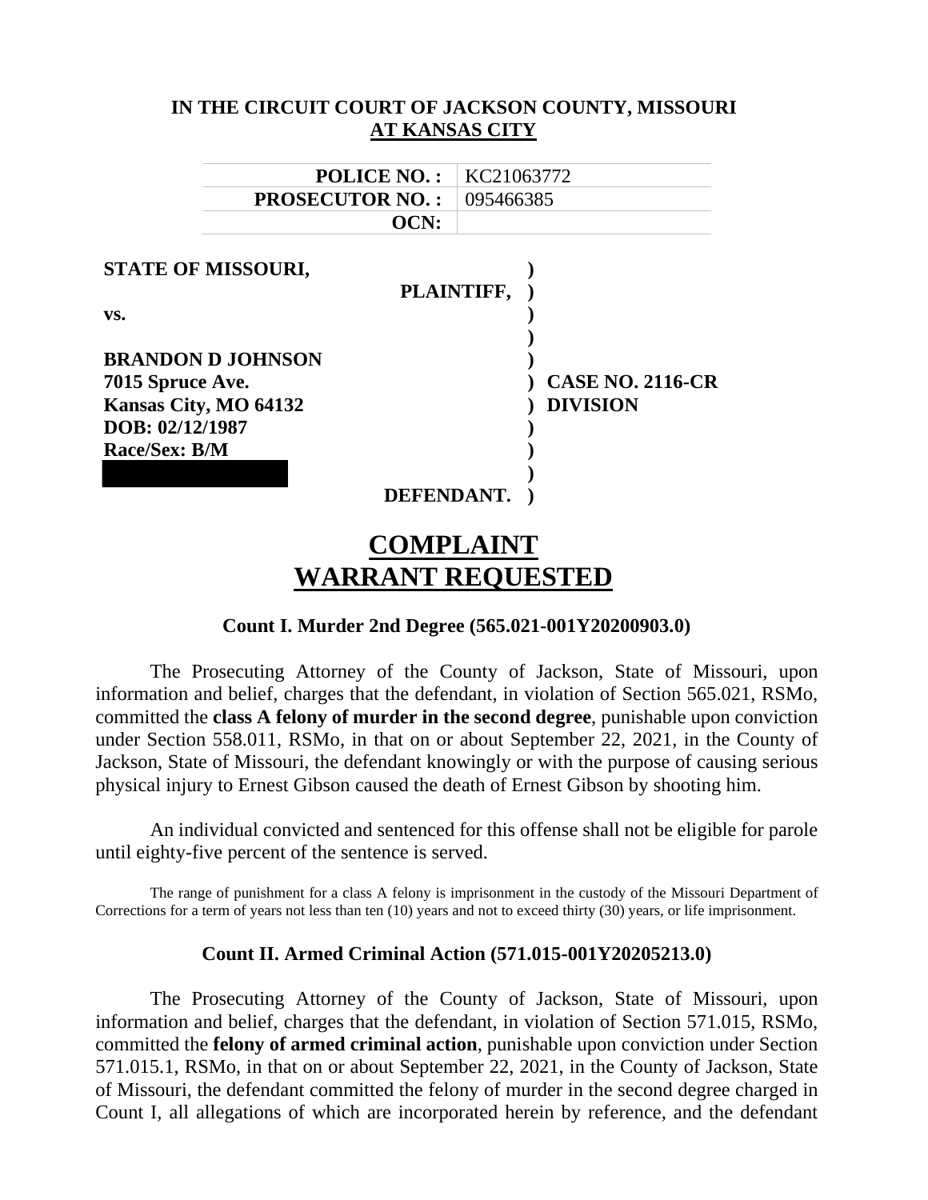**IN THE CIRCUIT COURT OF JACKSON COUNTY, MISSOURI**
**AT KANSAS CITY**

| | |
|---|---|
| **POLICE NO. :** | KC21063772 |
| **PROSECUTOR NO. :** | 095466385 |
| **OCN:** | |

**STATE OF MISSOURI,**

**PLAINTIFF,**

**vs.**

**BRANDON D JOHNSON**
**7015 Spruce Ave.**
**Kansas City, MO 64132**
**DOB: 02/12/1987**
**Race/Sex: B/M**

**DEFENDANT.**

**CASE NO. 2116-CR**
**DIVISION**

# COMPLAINT
# WARRANT REQUESTED

### Count I. Murder 2nd Degree (565.021-001Y20200903.0)

The Prosecuting Attorney of the County of Jackson, State of Missouri, upon information and belief, charges that the defendant, in violation of Section 565.021, RSMo, committed the **class A felony of murder in the second degree**, punishable upon conviction under Section 558.011, RSMo, in that on or about September 22, 2021, in the County of Jackson, State of Missouri, the defendant knowingly or with the purpose of causing serious physical injury to Ernest Gibson caused the death of Ernest Gibson by shooting him.

An individual convicted and sentenced for this offense shall not be eligible for parole until eighty-five percent of the sentence is served.

The range of punishment for a class A felony is imprisonment in the custody of the Missouri Department of Corrections for a term of years not less than ten (10) years and not to exceed thirty (30) years, or life imprisonment.

### Count II. Armed Criminal Action (571.015-001Y20205213.0)

The Prosecuting Attorney of the County of Jackson, State of Missouri, upon information and belief, charges that the defendant, in violation of Section 571.015, RSMo, committed the **felony of armed criminal action**, punishable upon conviction under Section 571.015.1, RSMo, in that on or about September 22, 2021, in the County of Jackson, State of Missouri, the defendant committed the felony of murder in the second degree charged in Count I, all allegations of which are incorporated herein by reference, and the defendant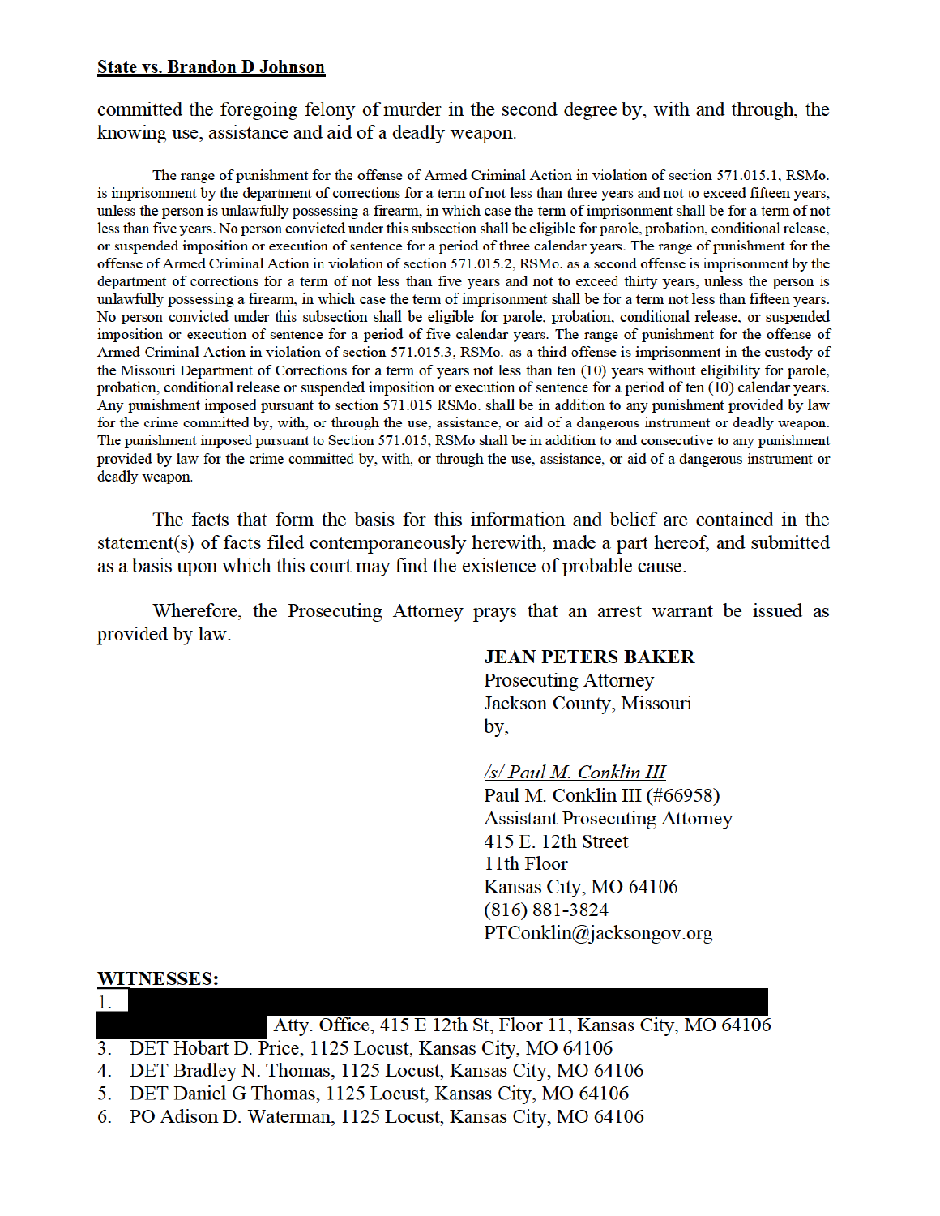committed the foregoing felony of murder in the second degree by, with and through, the knowing use, assistance and aid of a deadly weapon.

The range of punishment for the offense of Armed Criminal Action in violation of section 571.015.1, RSMo. is imprisonment by the department of corrections for a term of not less than three years and not to exceed fifteen years, unless the person is unlawfully possessing a firearm, in which case the term of imprisonment shall be for a term of not less than five years. No person convicted under this subsection shall be eligible for parole, probation, conditional release, or suspended imposition or execution of sentence for a period of three calendar years. The range of punishment for the offense of Armed Criminal Action in violation of section 571.015.2, RSMo. as a second offense is imprisonment by the department of corrections for a term of not less than five years and not to exceed thirty years, unless the person is unlawfully possessing a firearm, in which case the term of imprisonment shall be for a term not less than fifteen years. No person convicted under this subsection shall be eligible for parole, probation, conditional release, or suspended imposition or execution of sentence for a period of five calendar years. The range of punishment for the offense of Armed Criminal Action in violation of section 571.015.3, RSMo. as a third offense is imprisonment in the custody of the Missouri Department of Corrections for a term of years not less than ten (10) years without eligibility for parole, probation, conditional release or suspended imposition or execution of sentence for a period of ten (10) calendar years. Any punishment imposed pursuant to section 571.015 RSMo. shall be in addition to any punishment provided by law for the crime committed by, with, or through the use, assistance, or aid of a dangerous instrument or deadly weapon. The punishment imposed pursuant to Section 571.015, RSMo shall be in addition to and consecutive to any punishment provided by law for the crime committed by, with, or through the use, assistance, or aid of a dangerous instrument or deadly weapon.

The facts that form the basis for this information and belief are contained in the statement(s) of facts filed contemporaneously herewith, made a part hereof, and submitted as a basis upon which this court may find the existence of probable cause.

Wherefore, the Prosecuting Attorney prays that an arrest warrant be issued as provided by law.

**JEAN PETERS BAKER**
Prosecuting Attorney
Jackson County, Missouri
by,

*/s/ Paul M. Conklin III*
Paul M. Conklin III (#66958)
Assistant Prosecuting Attorney
415 E. 12th Street
11th Floor
Kansas City, MO 64106
(816) 881-3824
PTConklin@jacksongov.org

**WITNESSES:**

1. [REDACTED]
[REDACTED] Atty. Office, 415 E 12th St, Floor 11, Kansas City, MO 64106
3. DET Hobart D. Price, 1125 Locust, Kansas City, MO 64106
4. DET Bradley N. Thomas, 1125 Locust, Kansas City, MO 64106
5. DET Daniel G Thomas, 1125 Locust, Kansas City, MO 64106
6. PO Adison D. Waterman, 1125 Locust, Kansas City, MO 64106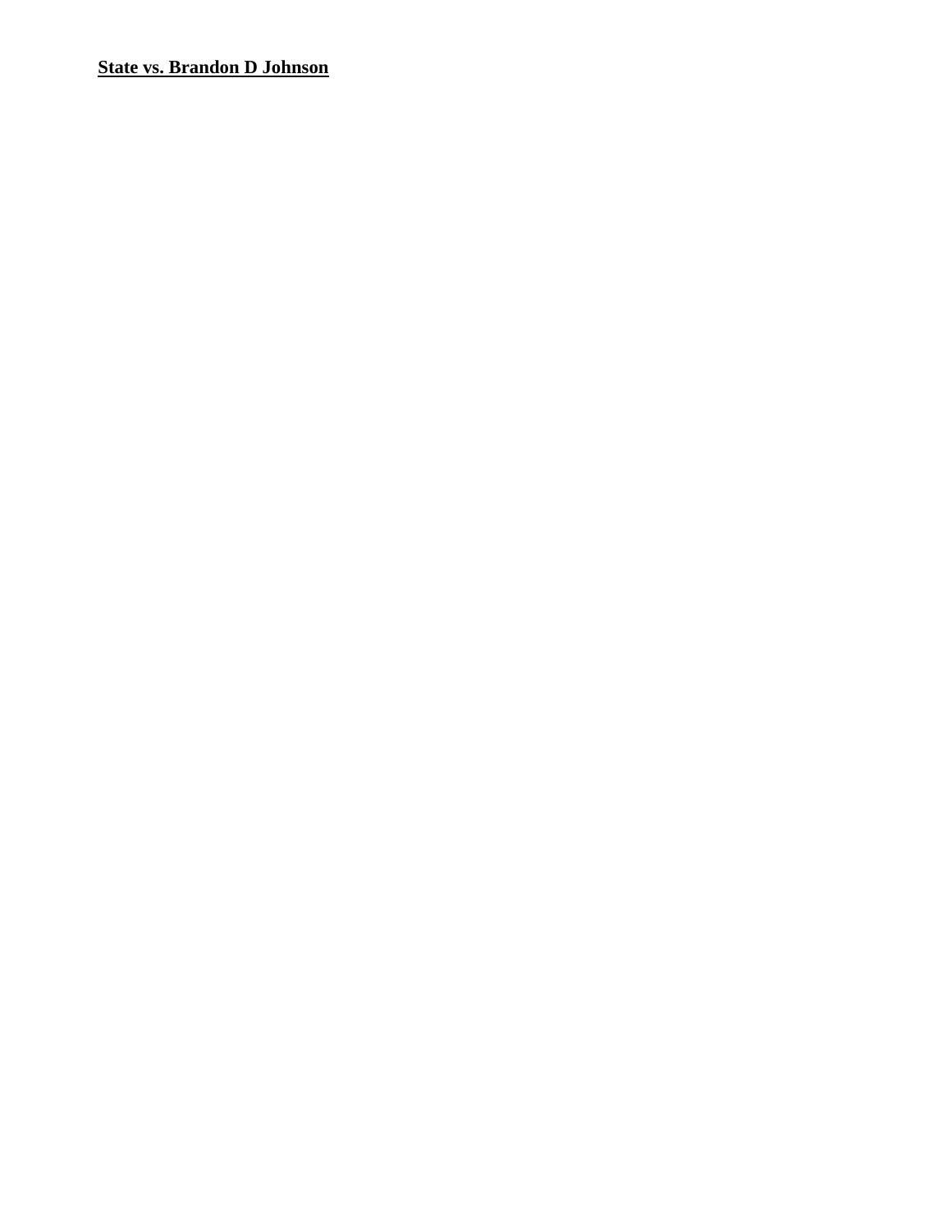**State vs. Brandon D Johnson**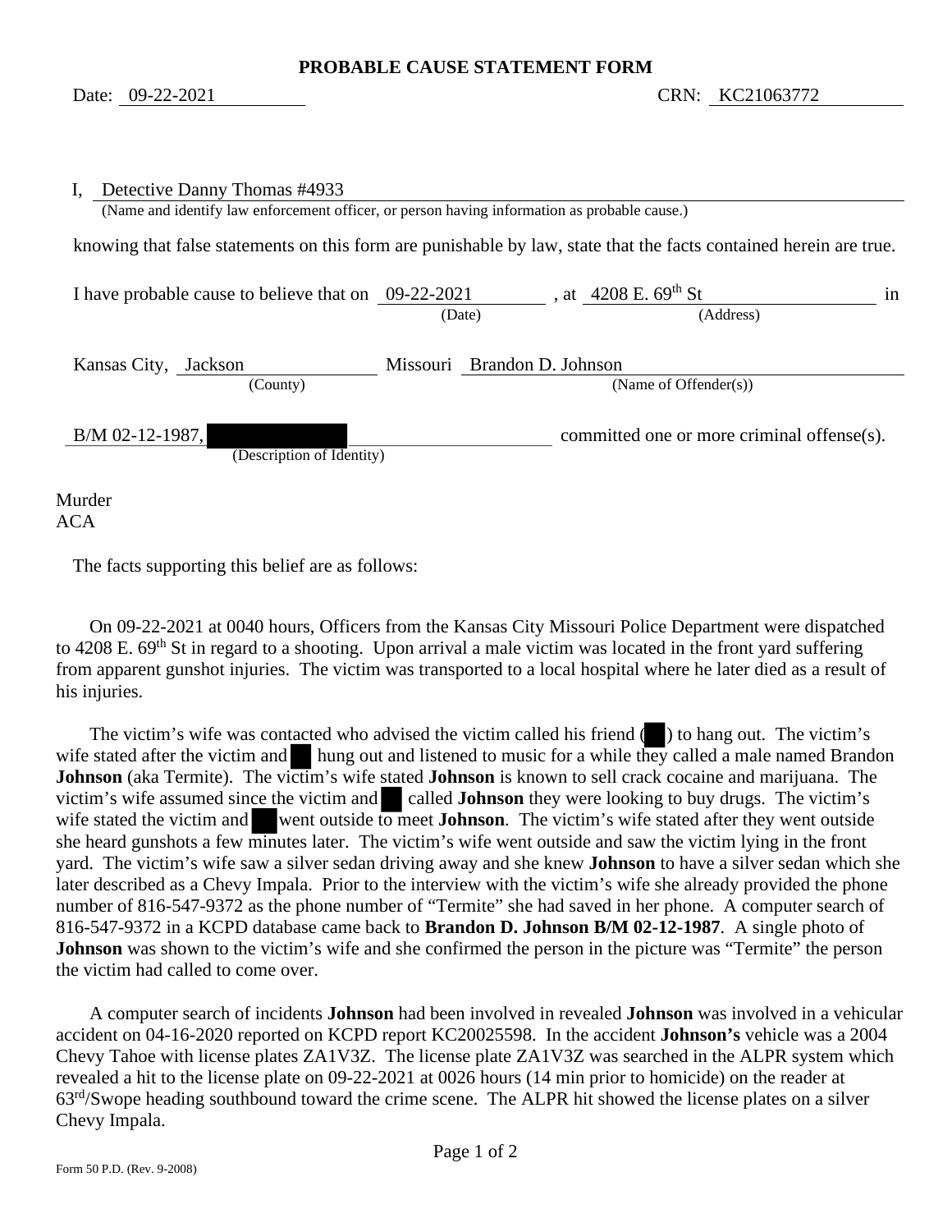# PROBABLE CAUSE STATEMENT FORM

Date: 09-22-2021 CRN: KC21063772

I, Detective Danny Thomas #4933
(Name and identify law enforcement officer, or person having information as probable cause.)

knowing that false statements on this form are punishable by law, state that the facts contained herein are true.

I have probable cause to believe that on 09-22-2021 (Date), at 4208 E. 69th St (Address) in

Kansas City, Jackson (County) Missouri Brandon D. Johnson (Name of Offender(s))

B/M 02-12-1987, ██████ (Description of Identity) committed one or more criminal offense(s).

Murder
ACA

The facts supporting this belief are as follows:

On 09-22-2021 at 0040 hours, Officers from the Kansas City Missouri Police Department were dispatched to 4208 E. 69th St in regard to a shooting. Upon arrival a male victim was located in the front yard suffering from apparent gunshot injuries. The victim was transported to a local hospital where he later died as a result of his injuries.

The victim's wife was contacted who advised the victim called his friend (██) to hang out. The victim's wife stated after the victim and ██ hung out and listened to music for a while they called a male named Brandon **Johnson** (aka Termite). The victim's wife stated **Johnson** is known to sell crack cocaine and marijuana. The victim's wife assumed since the victim and ██ called **Johnson** they were looking to buy drugs. The victim's wife stated the victim and ██ went outside to meet **Johnson**. The victim's wife stated after they went outside she heard gunshots a few minutes later. The victim's wife went outside and saw the victim lying in the front yard. The victim's wife saw a silver sedan driving away and she knew **Johnson** to have a silver sedan which she later described as a Chevy Impala. Prior to the interview with the victim's wife she already provided the phone number of 816-547-9372 as the phone number of "Termite" she had saved in her phone. A computer search of 816-547-9372 in a KCPD database came back to **Brandon D. Johnson B/M 02-12-1987**. A single photo of **Johnson** was shown to the victim's wife and she confirmed the person in the picture was "Termite" the person the victim had called to come over.

A computer search of incidents **Johnson** had been involved in revealed **Johnson** was involved in a vehicular accident on 04-16-2020 reported on KCPD report KC20025598. In the accident **Johnson's** vehicle was a 2004 Chevy Tahoe with license plates ZA1V3Z. The license plate ZA1V3Z was searched in the ALPR system which revealed a hit to the license plate on 09-22-2021 at 0026 hours (14 min prior to homicide) on the reader at 63rd/Swope heading southbound toward the crime scene. The ALPR hit showed the license plates on a silver Chevy Impala.

Form 50 P.D. (Rev. 9-2008)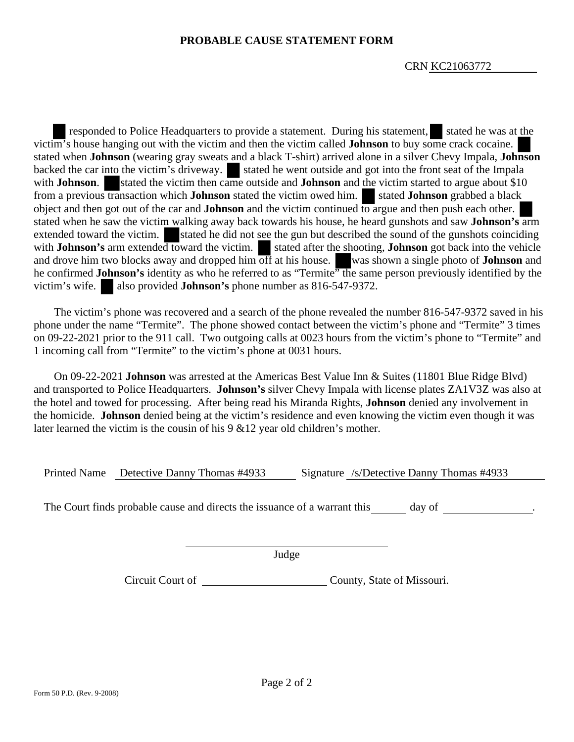**PROBABLE CAUSE STATEMENT FORM**

CRN KC21063772

█ responded to Police Headquarters to provide a statement. During his statement, █ stated he was at the victim's house hanging out with the victim and then the victim called **Johnson** to buy some crack cocaine. █ stated when **Johnson** (wearing gray sweats and a black T-shirt) arrived alone in a silver Chevy Impala, **Johnson** backed the car into the victim's driveway. █ stated he went outside and got into the front seat of the Impala with **Johnson**. █ stated the victim then came outside and **Johnson** and the victim started to argue about $10 from a previous transaction which **Johnson** stated the victim owed him. █ stated **Johnson** grabbed a black object and then got out of the car and **Johnson** and the victim continued to argue and then push each other. █ stated when he saw the victim walking away back towards his house, he heard gunshots and saw **Johnson's** arm extended toward the victim. █ stated he did not see the gun but described the sound of the gunshots coinciding with **Johnson's** arm extended toward the victim. █ stated after the shooting, **Johnson** got back into the vehicle and drove him two blocks away and dropped him off at his house. █ was shown a single photo of **Johnson** and he confirmed **Johnson's** identity as who he referred to as "Termite" the same person previously identified by the victim's wife. █ also provided **Johnson's** phone number as 816-547-9372.

The victim's phone was recovered and a search of the phone revealed the number 816-547-9372 saved in his phone under the name "Termite". The phone showed contact between the victim's phone and "Termite" 3 times on 09-22-2021 prior to the 911 call. Two outgoing calls at 0023 hours from the victim's phone to "Termite" and 1 incoming call from "Termite" to the victim's phone at 0031 hours.

On 09-22-2021 **Johnson** was arrested at the Americas Best Value Inn & Suites (11801 Blue Ridge Blvd) and transported to Police Headquarters. **Johnson's** silver Chevy Impala with license plates ZA1V3Z was also at the hotel and towed for processing. After being read his Miranda Rights, **Johnson** denied any involvement in the homicide. **Johnson** denied being at the victim's residence and even knowing the victim even though it was later learned the victim is the cousin of his 9 &12 year old children's mother.

Printed Name Detective Danny Thomas #4933 Signature /s/Detective Danny Thomas #4933

The Court finds probable cause and directs the issuance of a warrant this ______ day of ________________.

____________________________________
Judge

Circuit Court of ______________________ County, State of Missouri.

Form 50 P.D. (Rev. 9-2008)